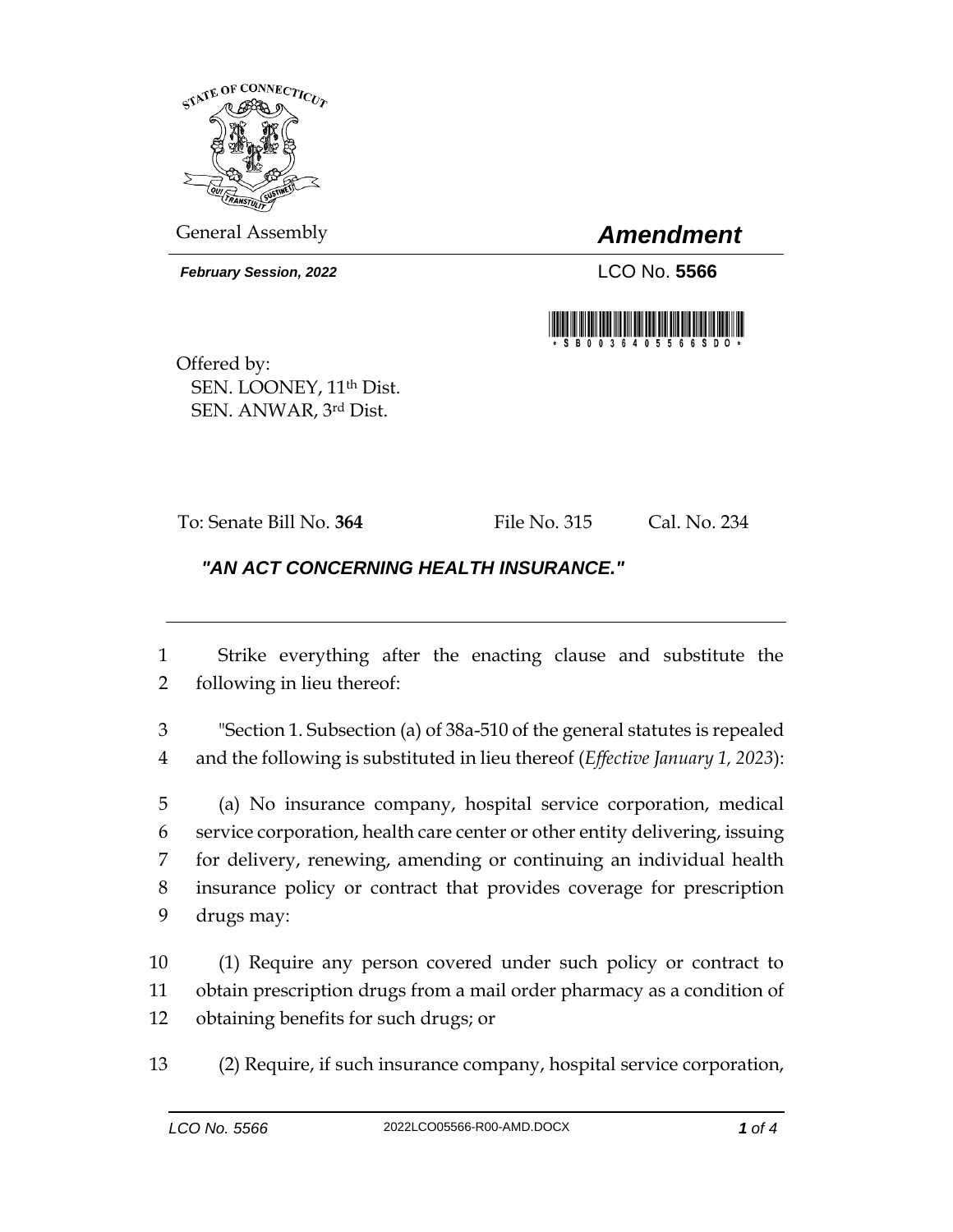General Assembly

# *Amendment*

***February Session, 2022***

LCO No. **5566**

Offered by:
SEN. LOONEY, 11th Dist.
SEN. ANWAR, 3rd Dist.

To: Senate Bill No. **364** File No. 315 Cal. No. 234

## *"AN ACT CONCERNING HEALTH INSURANCE."*

1 Strike everything after the enacting clause and substitute the
2 following in lieu thereof:

3 "Section 1. Subsection (a) of 38a-510 of the general statutes is repealed
4 and the following is substituted in lieu thereof (*Effective January 1, 2023*):

5 (a) No insurance company, hospital service corporation, medical
6 service corporation, health care center or other entity delivering, issuing
7 for delivery, renewing, amending or continuing an individual health
8 insurance policy or contract that provides coverage for prescription
9 drugs may:

10 (1) Require any person covered under such policy or contract to
11 obtain prescription drugs from a mail order pharmacy as a condition of
12 obtaining benefits for such drugs; or

13 (2) Require, if such insurance company, hospital service corporation,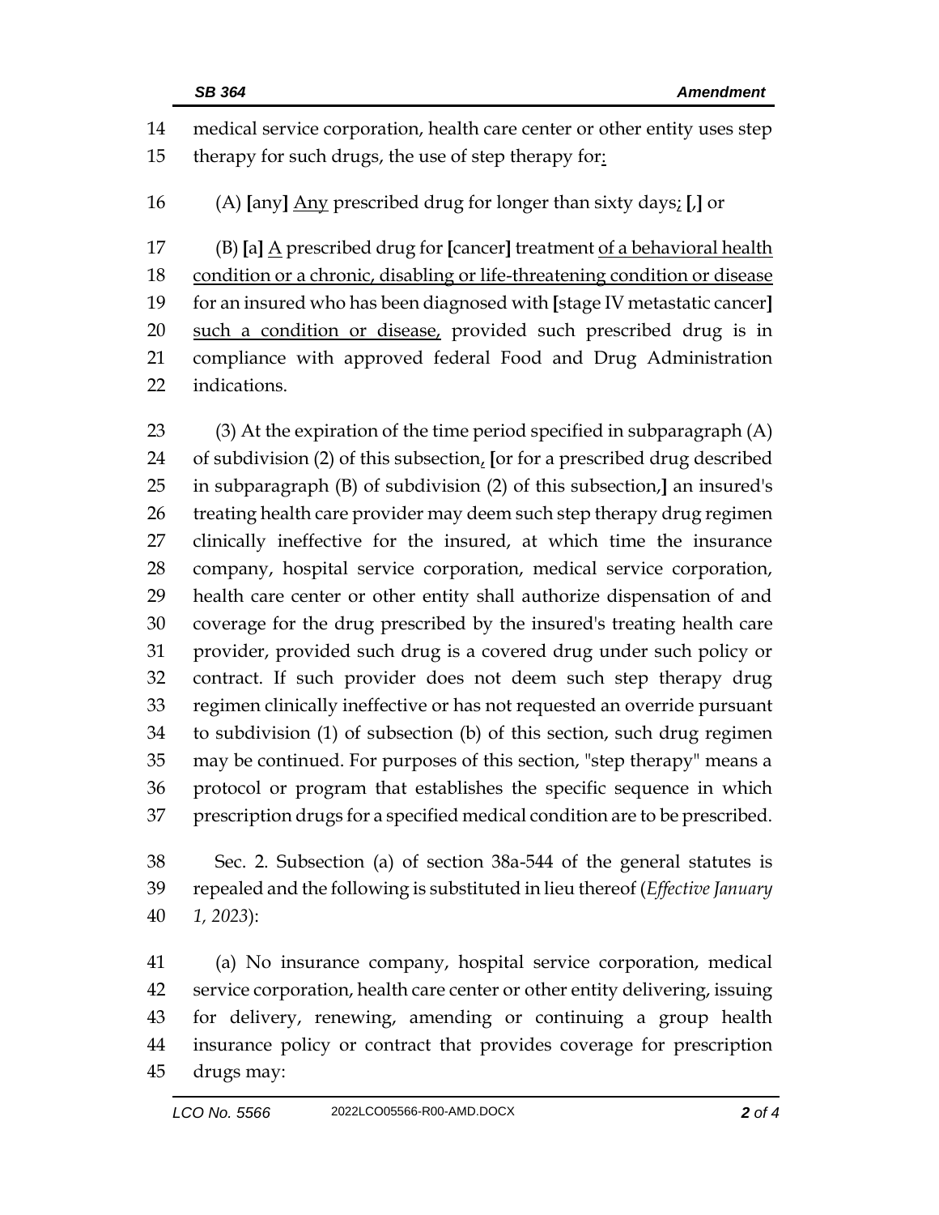medical service corporation, health care center or other entity uses step therapy for such drugs, the use of step therapy for:

(A) [any] Any prescribed drug for longer than sixty days; [,] or

(B) [a] A prescribed drug for [cancer] treatment of a behavioral health condition or a chronic, disabling or life-threatening condition or disease for an insured who has been diagnosed with [stage IV metastatic cancer] such a condition or disease, provided such prescribed drug is in compliance with approved federal Food and Drug Administration indications.

(3) At the expiration of the time period specified in subparagraph (A) of subdivision (2) of this subsection, [or for a prescribed drug described in subparagraph (B) of subdivision (2) of this subsection,] an insured's treating health care provider may deem such step therapy drug regimen clinically ineffective for the insured, at which time the insurance company, hospital service corporation, medical service corporation, health care center or other entity shall authorize dispensation of and coverage for the drug prescribed by the insured's treating health care provider, provided such drug is a covered drug under such policy or contract. If such provider does not deem such step therapy drug regimen clinically ineffective or has not requested an override pursuant to subdivision (1) of subsection (b) of this section, such drug regimen may be continued. For purposes of this section, "step therapy" means a protocol or program that establishes the specific sequence in which prescription drugs for a specified medical condition are to be prescribed.

Sec. 2. Subsection (a) of section 38a-544 of the general statutes is repealed and the following is substituted in lieu thereof (*Effective January 1, 2023*):

(a) No insurance company, hospital service corporation, medical service corporation, health care center or other entity delivering, issuing for delivery, renewing, amending or continuing a group health insurance policy or contract that provides coverage for prescription drugs may: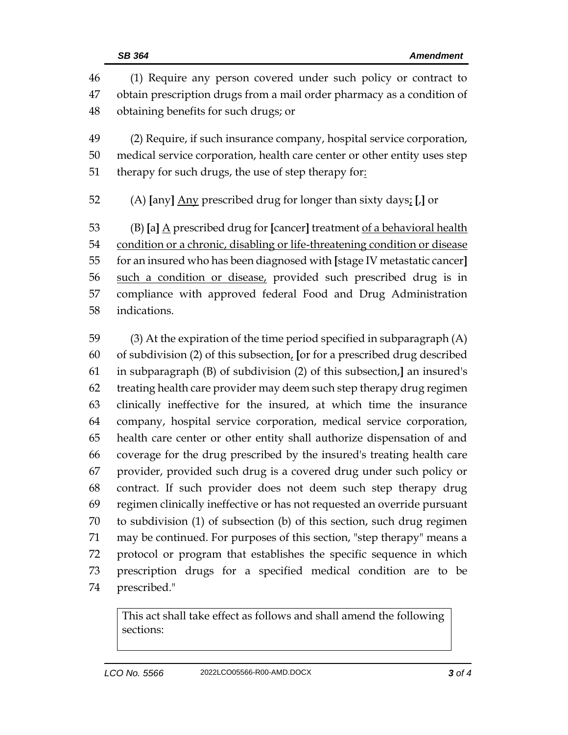(1) Require any person covered under such policy or contract to obtain prescription drugs from a mail order pharmacy as a condition of obtaining benefits for such drugs; or

(2) Require, if such insurance company, hospital service corporation, medical service corporation, health care center or other entity uses step therapy for such drugs, the use of step therapy for:

(A) [any] Any prescribed drug for longer than sixty days; [,] or

(B) [a] A prescribed drug for [cancer] treatment of a behavioral health condition or a chronic, disabling or life-threatening condition or disease for an insured who has been diagnosed with [stage IV metastatic cancer] such a condition or disease, provided such prescribed drug is in compliance with approved federal Food and Drug Administration indications.

(3) At the expiration of the time period specified in subparagraph (A) of subdivision (2) of this subsection, [or for a prescribed drug described in subparagraph (B) of subdivision (2) of this subsection,] an insured's treating health care provider may deem such step therapy drug regimen clinically ineffective for the insured, at which time the insurance company, hospital service corporation, medical service corporation, health care center or other entity shall authorize dispensation of and coverage for the drug prescribed by the insured's treating health care provider, provided such drug is a covered drug under such policy or contract. If such provider does not deem such step therapy drug regimen clinically ineffective or has not requested an override pursuant to subdivision (1) of subsection (b) of this section, such drug regimen may be continued. For purposes of this section, "step therapy" means a protocol or program that establishes the specific sequence in which prescription drugs for a specified medical condition are to be prescribed."

| This act shall take effect as follows and shall amend the following sections: |
|---|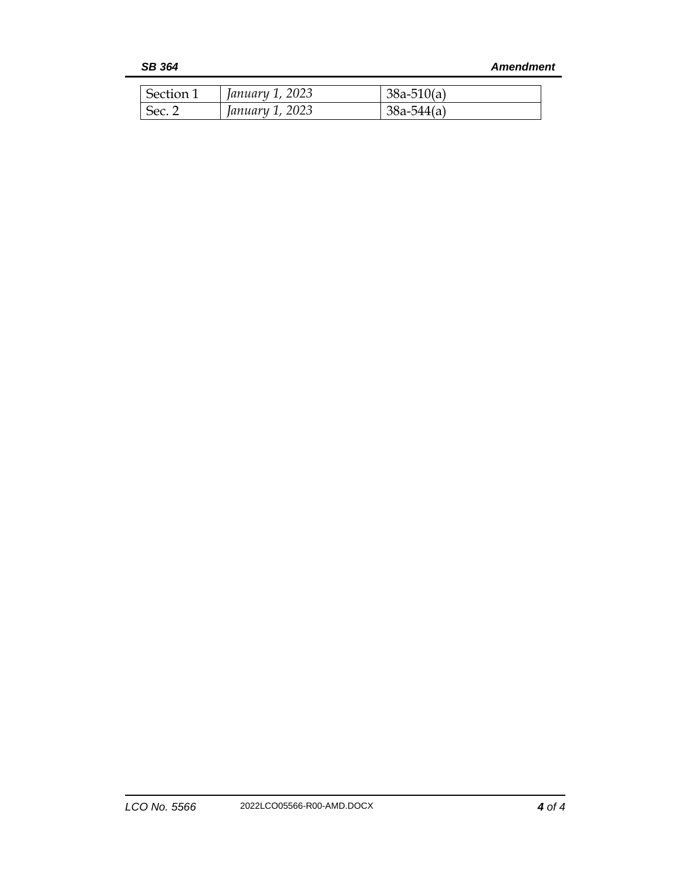| | | |
|---|---|---|
| Section 1 | *January 1, 2023* | 38a-510(a) |
| Sec. 2 | *January 1, 2023* | 38a-544(a) |